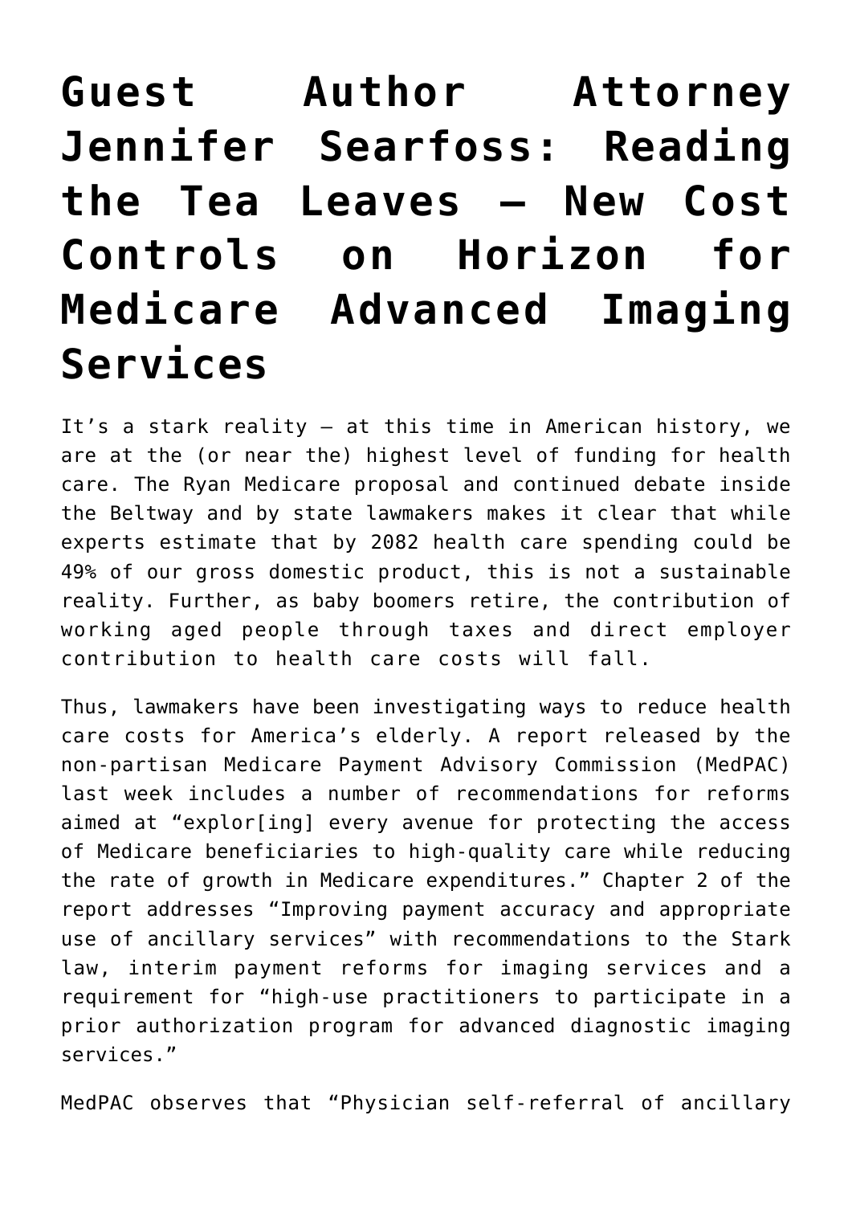# Guest Author Attorney Jennifer Searfoss: Reading the Tea Leaves – New Cost Controls on Horizon for Medicare Advanced Imaging Services

It's a stark reality – at this time in American history, we are at the (or near the) highest level of funding for health care. The Ryan Medicare proposal and continued debate inside the Beltway and by state lawmakers makes it clear that while experts estimate that by 2082 health care spending could be 49% of our gross domestic product, this is not a sustainable reality. Further, as baby boomers retire, the contribution of working aged people through taxes and direct employer contribution to health care costs will fall.

Thus, lawmakers have been investigating ways to reduce health care costs for America's elderly. A report released by the non-partisan Medicare Payment Advisory Commission (MedPAC) last week includes a number of recommendations for reforms aimed at "explor[ing] every avenue for protecting the access of Medicare beneficiaries to high-quality care while reducing the rate of growth in Medicare expenditures." Chapter 2 of the report addresses "Improving payment accuracy and appropriate use of ancillary services" with recommendations to the Stark law, interim payment reforms for imaging services and a requirement for "high-use practitioners to participate in a prior authorization program for advanced diagnostic imaging services."

MedPAC observes that "Physician self-referral of ancillary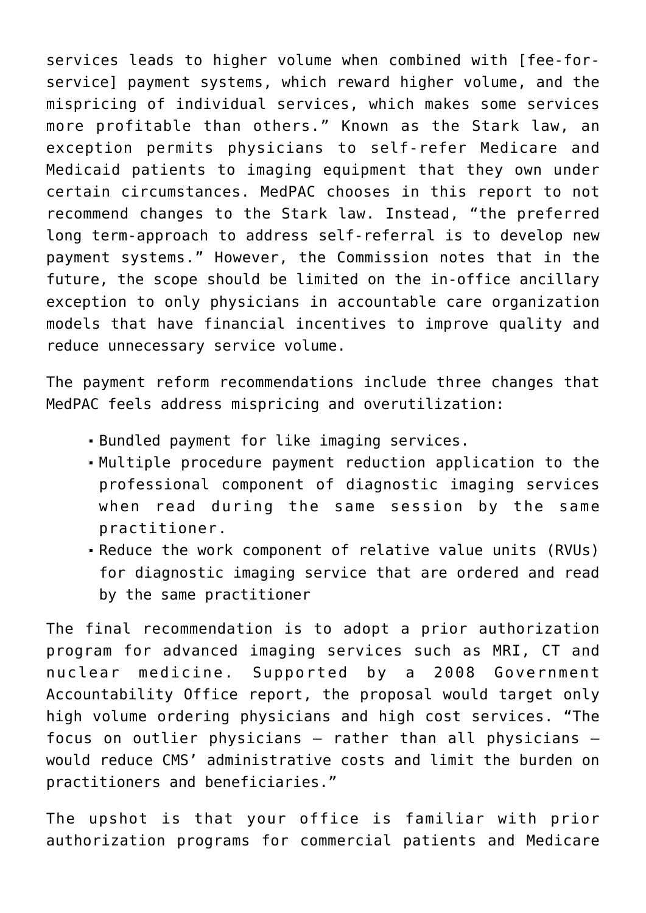services leads to higher volume when combined with [fee-for-service] payment systems, which reward higher volume, and the mispricing of individual services, which makes some services more profitable than others." Known as the Stark law, an exception permits physicians to self-refer Medicare and Medicaid patients to imaging equipment that they own under certain circumstances. MedPAC chooses in this report to not recommend changes to the Stark law. Instead, "the preferred long term-approach to address self-referral is to develop new payment systems." However, the Commission notes that in the future, the scope should be limited on the in-office ancillary exception to only physicians in accountable care organization models that have financial incentives to improve quality and reduce unnecessary service volume.

The payment reform recommendations include three changes that MedPAC feels address mispricing and overutilization:

- Bundled payment for like imaging services.
- Multiple procedure payment reduction application to the professional component of diagnostic imaging services when read during the same session by the same practitioner.
- Reduce the work component of relative value units (RVUs) for diagnostic imaging service that are ordered and read by the same practitioner

The final recommendation is to adopt a prior authorization program for advanced imaging services such as MRI, CT and nuclear medicine. Supported by a 2008 Government Accountability Office report, the proposal would target only high volume ordering physicians and high cost services. "The focus on outlier physicians – rather than all physicians – would reduce CMS' administrative costs and limit the burden on practitioners and beneficiaries."

The upshot is that your office is familiar with prior authorization programs for commercial patients and Medicare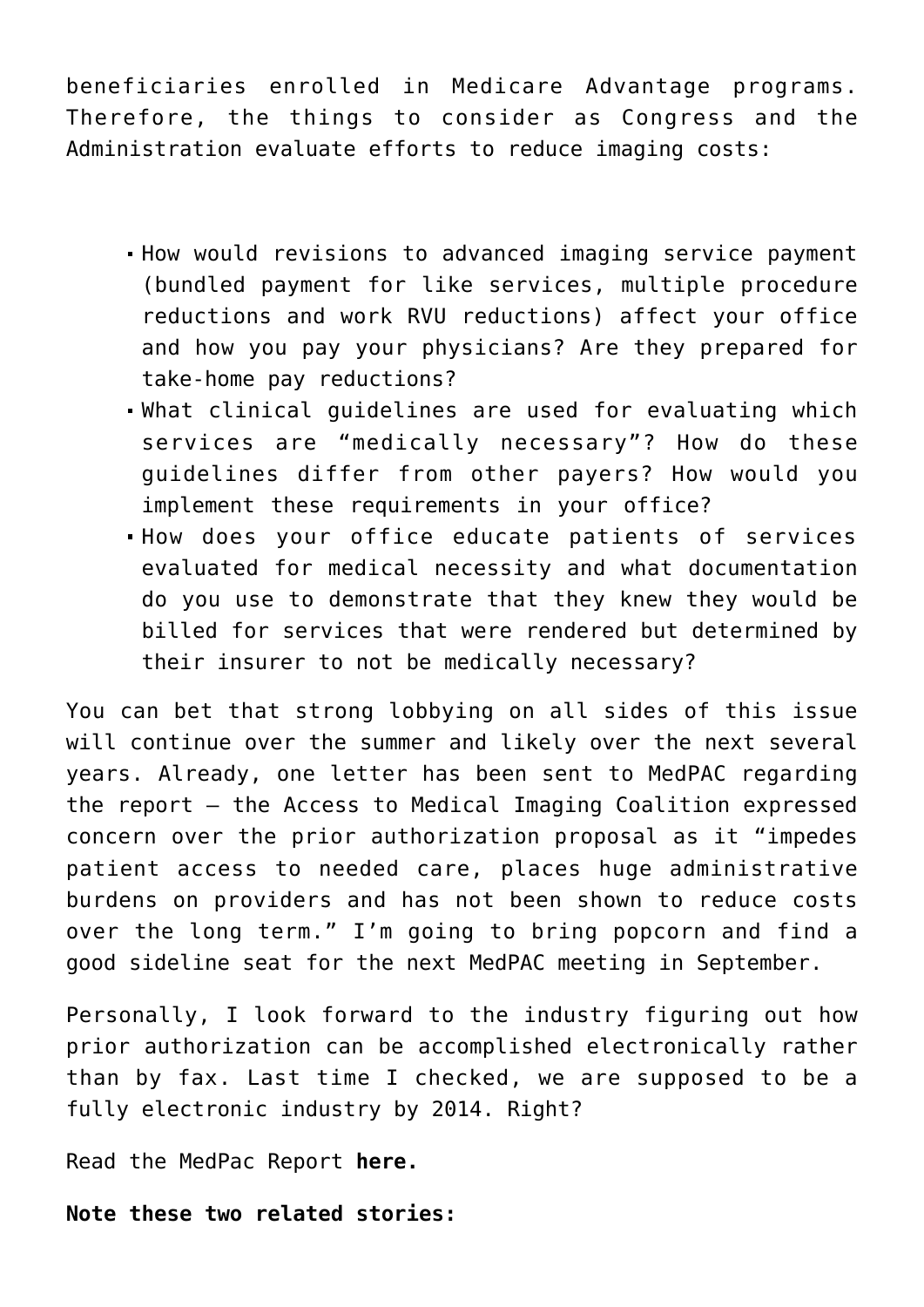beneficiaries enrolled in Medicare Advantage programs. Therefore, the things to consider as Congress and the Administration evaluate efforts to reduce imaging costs:

- How would revisions to advanced imaging service payment (bundled payment for like services, multiple procedure reductions and work RVU reductions) affect your office and how you pay your physicians? Are they prepared for take-home pay reductions?
- What clinical guidelines are used for evaluating which services are "medically necessary"? How do these guidelines differ from other payers? How would you implement these requirements in your office?
- How does your office educate patients of services evaluated for medical necessity and what documentation do you use to demonstrate that they knew they would be billed for services that were rendered but determined by their insurer to not be medically necessary?

You can bet that strong lobbying on all sides of this issue will continue over the summer and likely over the next several years. Already, one letter has been sent to MedPAC regarding the report – the Access to Medical Imaging Coalition expressed concern over the prior authorization proposal as it "impedes patient access to needed care, places huge administrative burdens on providers and has not been shown to reduce costs over the long term." I'm going to bring popcorn and find a good sideline seat for the next MedPAC meeting in September.

Personally, I look forward to the industry figuring out how prior authorization can be accomplished electronically rather than by fax. Last time I checked, we are supposed to be a fully electronic industry by 2014. Right?

Read the MedPac Report **here.**

**Note these two related stories:**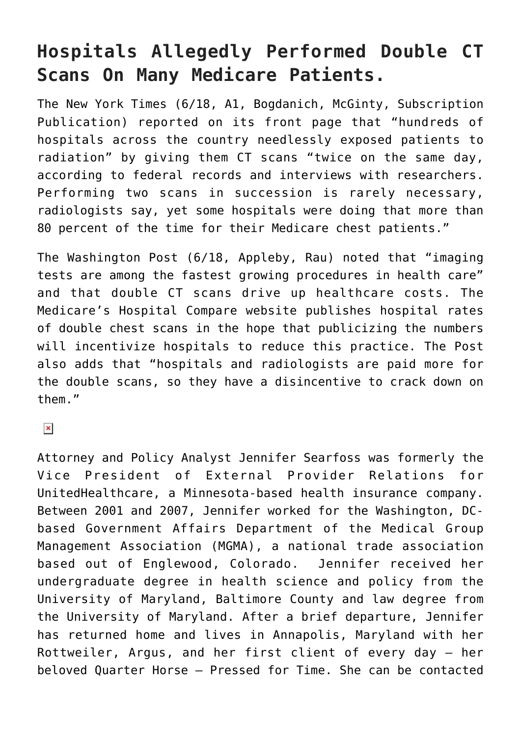## Hospitals Allegedly Performed Double CT Scans On Many Medicare Patients.

The New York Times (6/18, A1, Bogdanich, McGinty, Subscription Publication) reported on its front page that "hundreds of hospitals across the country needlessly exposed patients to radiation" by giving them CT scans "twice on the same day, according to federal records and interviews with researchers. Performing two scans in succession is rarely necessary, radiologists say, yet some hospitals were doing that more than 80 percent of the time for their Medicare chest patients."

The Washington Post (6/18, Appleby, Rau) noted that "imaging tests are among the fastest growing procedures in health care" and that double CT scans drive up healthcare costs. The Medicare's Hospital Compare website publishes hospital rates of double chest scans in the hope that publicizing the numbers will incentivize hospitals to reduce this practice. The Post also adds that "hospitals and radiologists are paid more for the double scans, so they have a disincentive to crack down on them."

Attorney and Policy Analyst Jennifer Searfoss was formerly the Vice President of External Provider Relations for UnitedHealthcare, a Minnesota-based health insurance company. Between 2001 and 2007, Jennifer worked for the Washington, DC-based Government Affairs Department of the Medical Group Management Association (MGMA), a national trade association based out of Englewood, Colorado. Jennifer received her undergraduate degree in health science and policy from the University of Maryland, Baltimore County and law degree from the University of Maryland. After a brief departure, Jennifer has returned home and lives in Annapolis, Maryland with her Rottweiler, Argus, and her first client of every day – her beloved Quarter Horse – Pressed for Time. She can be contacted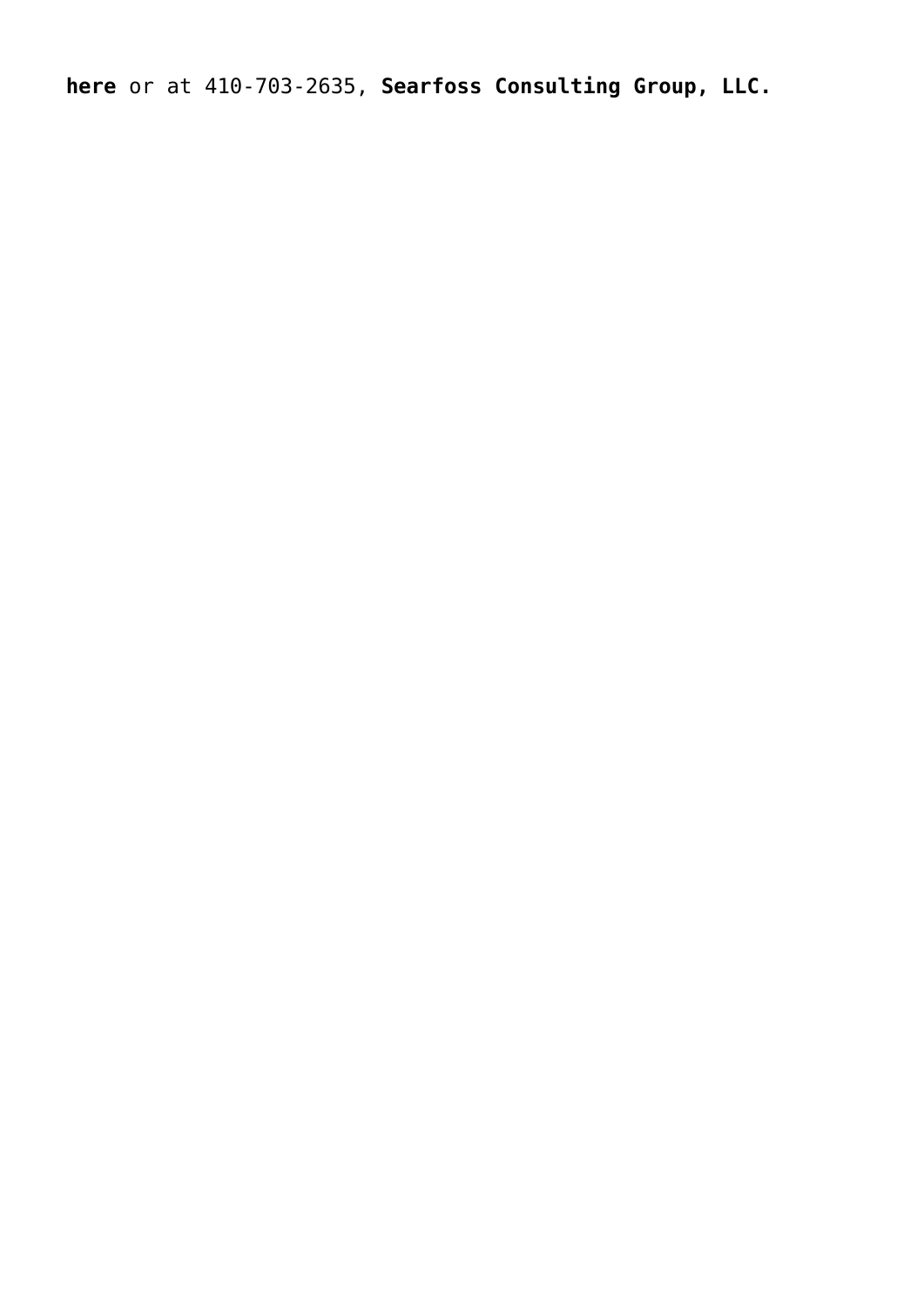**here** or at 410-703-2635, **Searfoss Consulting Group, LLC.**